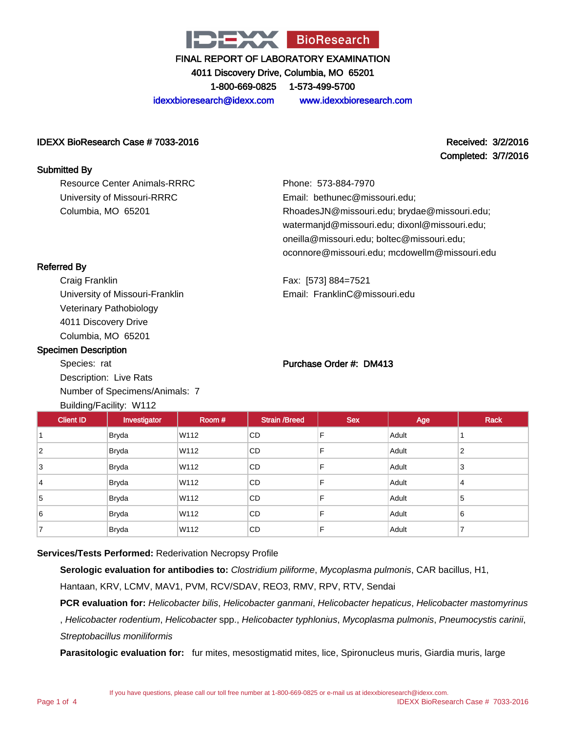# IDEXX BioResearch

**FINAL REPORT OF LABORATORY EXAMINATION**

**4011 Discovery Drive, Columbia, MO 65201**

**1-800-669-0825    1-573-499-5700**

idexxbioresearch@idexx.com    www.idexxbioresearch.com

**IDEXX BioResearch Case # 7033-2016**

**Received: 3/2/2016**
**Completed: 3/7/2016**

## Submitted By

Resource Center Animals-RRRC
University of Missouri-RRRC
Columbia, MO 65201

Phone: 573-884-7970
Email: bethunec@missouri.edu; RhoadesJN@missouri.edu; brydae@missouri.edu; watermanjd@missouri.edu; dixonl@missouri.edu; oneilla@missouri.edu; boltec@missouri.edu; oconnore@missouri.edu; mcdowellm@missouri.edu

## Referred By

Craig Franklin
University of Missouri-Franklin
Veterinary Pathobiology
4011 Discovery Drive
Columbia, MO 65201

Fax: [573] 884=7521
Email: FranklinC@missouri.edu

## Specimen Description

Species: rat
Description: Live Rats
Number of Specimens/Animals: 7
Building/Facility: W112

**Purchase Order #: DM413**

| Client ID | Investigator | Room # | Strain /Breed | Sex | Age | Rack |
|---|---|---|---|---|---|---|
| 1 | Bryda | W112 | CD | F | Adult | 1 |
| 2 | Bryda | W112 | CD | F | Adult | 2 |
| 3 | Bryda | W112 | CD | F | Adult | 3 |
| 4 | Bryda | W112 | CD | F | Adult | 4 |
| 5 | Bryda | W112 | CD | F | Adult | 5 |
| 6 | Bryda | W112 | CD | F | Adult | 6 |
| 7 | Bryda | W112 | CD | F | Adult | 7 |

**Services/Tests Performed:** Rederivation Necropsy Profile

**Serologic evaluation for antibodies to:** *Clostridium piliforme*, *Mycoplasma pulmonis*, CAR bacillus, H1, Hantaan, KRV, LCMV, MAV1, PVM, RCV/SDAV, REO3, RMV, RPV, RTV, Sendai

**PCR evaluation for:** *Helicobacter bilis*, *Helicobacter ganmani*, *Helicobacter hepaticus*, *Helicobacter mastomyrinus*, *Helicobacter rodentium*, *Helicobacter* spp., *Helicobacter typhlonius*, *Mycoplasma pulmonis*, *Pneumocystis carinii*, *Streptobacillus moniliformis*

**Parasitologic evaluation for:** fur mites, mesostigmatid mites, lice, Spironucleus muris, Giardia muris, large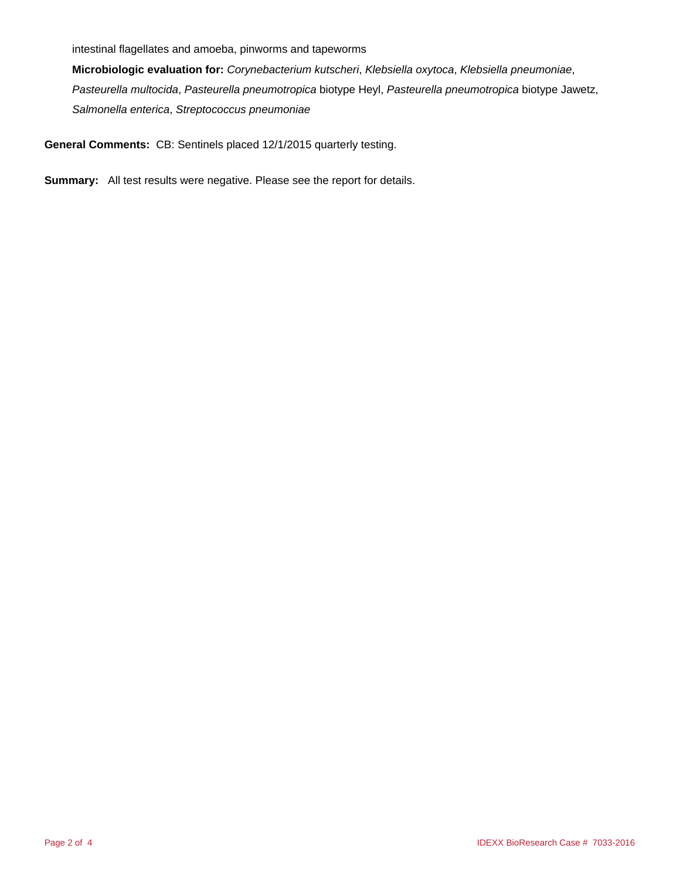intestinal flagellates and amoeba, pinworms and tapeworms

**Microbiologic evaluation for:** *Corynebacterium kutscheri*, *Klebsiella oxytoca*, *Klebsiella pneumoniae*, *Pasteurella multocida*, *Pasteurella pneumotropica* biotype Heyl, *Pasteurella pneumotropica* biotype Jawetz, *Salmonella enterica*, *Streptococcus pneumoniae*

**General Comments:** CB: Sentinels placed 12/1/2015 quarterly testing.

**Summary:** All test results were negative. Please see the report for details.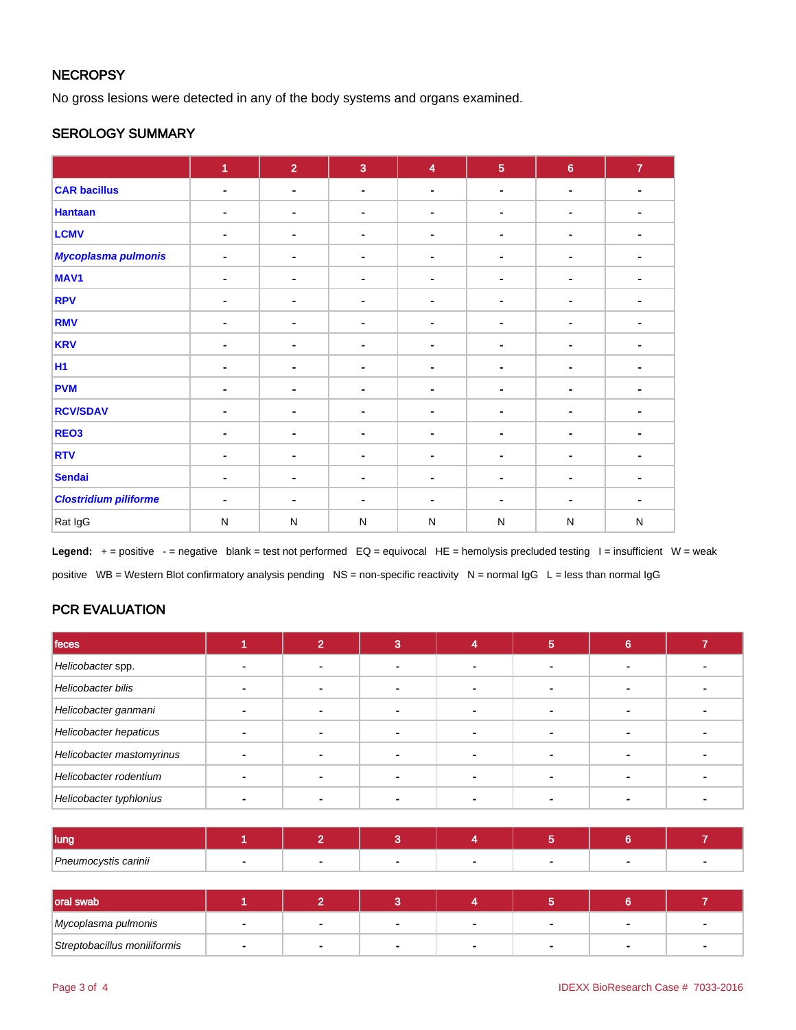## NECROPSY

No gross lesions were detected in any of the body systems and organs examined.

## SEROLOGY SUMMARY

| | 1 | 2 | 3 | 4 | 5 | 6 | 7 |
|---|---|---|---|---|---|---|---|
| CAR bacillus | - | - | - | - | - | - | - |
| Hantaan | - | - | - | - | - | - | - |
| LCMV | - | - | - | - | - | - | - |
| *Mycoplasma pulmonis* | - | - | - | - | - | - | - |
| MAV1 | - | - | - | - | - | - | - |
| RPV | - | - | - | - | - | - | - |
| RMV | - | - | - | - | - | - | - |
| KRV | - | - | - | - | - | - | - |
| H1 | - | - | - | - | - | - | - |
| PVM | - | - | - | - | - | - | - |
| RCV/SDAV | - | - | - | - | - | - | - |
| REO3 | - | - | - | - | - | - | - |
| RTV | - | - | - | - | - | - | - |
| Sendai | - | - | - | - | - | - | - |
| *Clostridium piliforme* | - | - | - | - | - | - | - |
| Rat IgG | N | N | N | N | N | N | N |

**Legend:** + = positive - = negative blank = test not performed EQ = equivocal HE = hemolysis precluded testing I = insufficient W = weak positive WB = Western Blot confirmatory analysis pending NS = non-specific reactivity N = normal IgG L = less than normal IgG

## PCR EVALUATION

| feces | 1 | 2 | 3 | 4 | 5 | 6 | 7 |
|---|---|---|---|---|---|---|---|
| *Helicobacter* spp. | - | - | - | - | - | - | - |
| *Helicobacter bilis* | - | - | - | - | - | - | - |
| *Helicobacter ganmani* | - | - | - | - | - | - | - |
| *Helicobacter hepaticus* | - | - | - | - | - | - | - |
| *Helicobacter mastomyrinus* | - | - | - | - | - | - | - |
| *Helicobacter rodentium* | - | - | - | - | - | - | - |
| *Helicobacter typhlonius* | - | - | - | - | - | - | - |

| lung | 1 | 2 | 3 | 4 | 5 | 6 | 7 |
|---|---|---|---|---|---|---|---|
| *Pneumocystis carinii* | - | - | - | - | - | - | - |

| oral swab | 1 | 2 | 3 | 4 | 5 | 6 | 7 |
|---|---|---|---|---|---|---|---|
| *Mycoplasma pulmonis* | - | - | - | - | - | - | - |
| *Streptobacillus moniliformis* | - | - | - | - | - | - | - |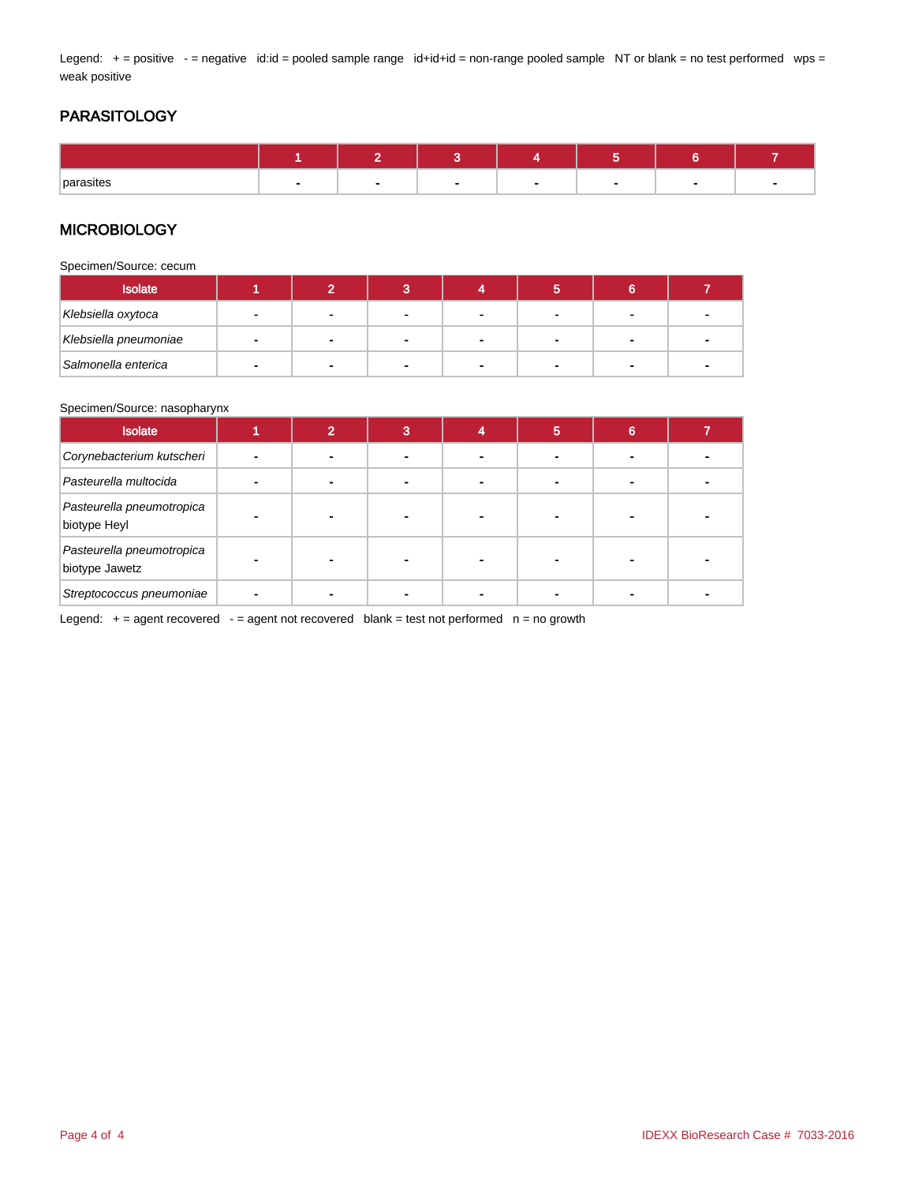Legend: + = positive - = negative id:id = pooled sample range id+id+id = non-range pooled sample NT or blank = no test performed wps = weak positive

## PARASITOLOGY

| | 1 | 2 | 3 | 4 | 5 | 6 | 7 |
|---|---|---|---|---|---|---|---|
| parasites | - | - | - | - | - | - | - |

## MICROBIOLOGY

Specimen/Source: cecum

| Isolate | 1 | 2 | 3 | 4 | 5 | 6 | 7 |
|---|---|---|---|---|---|---|---|
| *Klebsiella oxytoca* | - | - | - | - | - | - | - |
| *Klebsiella pneumoniae* | - | - | - | - | - | - | - |
| *Salmonella enterica* | - | - | - | - | - | - | - |

Specimen/Source: nasopharynx

| Isolate | 1 | 2 | 3 | 4 | 5 | 6 | 7 |
|---|---|---|---|---|---|---|---|
| *Corynebacterium kutscheri* | - | - | - | - | - | - | - |
| *Pasteurella multocida* | - | - | - | - | - | - | - |
| *Pasteurella pneumotropica* biotype Heyl | - | - | - | - | - | - | - |
| *Pasteurella pneumotropica* biotype Jawetz | - | - | - | - | - | - | - |
| *Streptococcus pneumoniae* | - | - | - | - | - | - | - |

Legend: + = agent recovered - = agent not recovered blank = test not performed n = no growth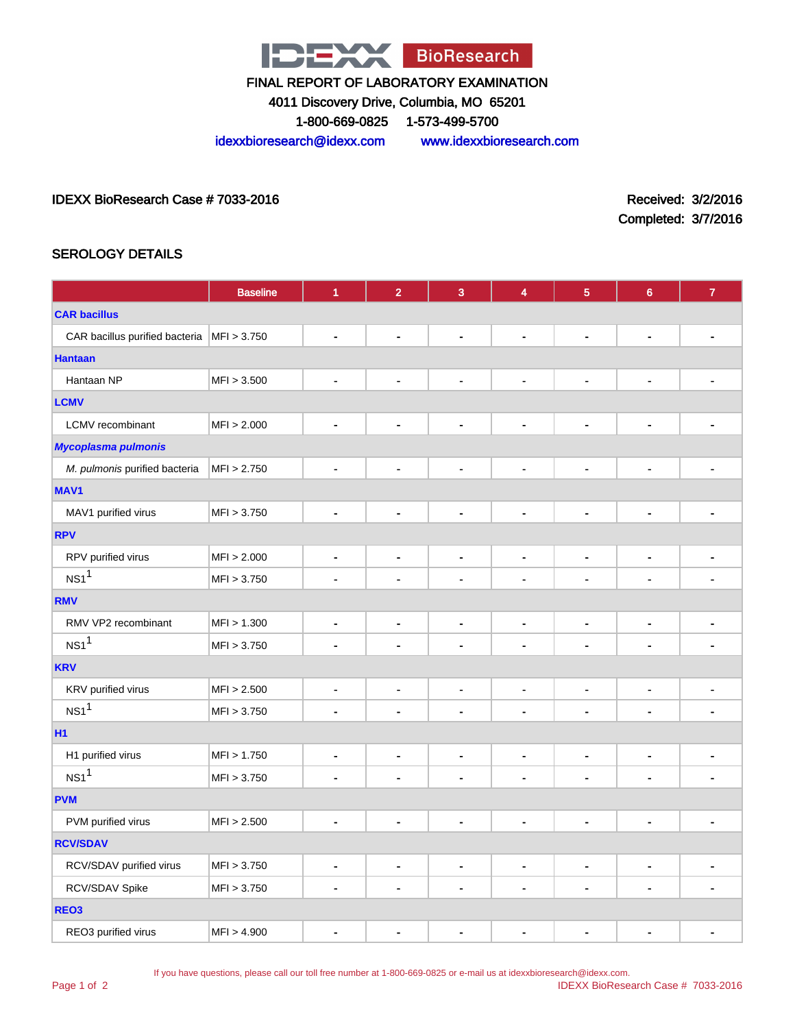IDEXX BioResearch

FINAL REPORT OF LABORATORY EXAMINATION

4011 Discovery Drive, Columbia, MO 65201

1-800-669-0825 1-573-499-5700

idexxbioresearch@idexx.com www.idexxbioresearch.com

IDEXX BioResearch Case # 7033-2016

Received: 3/2/2016

Completed: 3/7/2016

## SEROLOGY DETAILS

| | Baseline | 1 | 2 | 3 | 4 | 5 | 6 | 7 |
|---|---|---|---|---|---|---|---|---|
| **CAR bacillus** | | | | | | | | |
| CAR bacillus purified bacteria | MFI > 3.750 | - | - | - | - | - | - | - |
| **Hantaan** | | | | | | | | |
| Hantaan NP | MFI > 3.500 | - | - | - | - | - | - | - |
| **LCMV** | | | | | | | | |
| LCMV recombinant | MFI > 2.000 | - | - | - | - | - | - | - |
| ***Mycoplasma pulmonis*** | | | | | | | | |
| *M. pulmonis* purified bacteria | MFI > 2.750 | - | - | - | - | - | - | - |
| **MAV1** | | | | | | | | |
| MAV1 purified virus | MFI > 3.750 | - | - | - | - | - | - | - |
| **RPV** | | | | | | | | |
| RPV purified virus | MFI > 2.000 | - | - | - | - | - | - | - |
| NS1[1] | MFI > 3.750 | - | - | - | - | - | - | - |
| **RMV** | | | | | | | | |
| RMV VP2 recombinant | MFI > 1.300 | - | - | - | - | - | - | - |
| NS1[1] | MFI > 3.750 | - | - | - | - | - | - | - |
| **KRV** | | | | | | | | |
| KRV purified virus | MFI > 2.500 | - | - | - | - | - | - | - |
| NS1[1] | MFI > 3.750 | - | - | - | - | - | - | - |
| **H1** | | | | | | | | |
| H1 purified virus | MFI > 1.750 | - | - | - | - | - | - | - |
| NS1[1] | MFI > 3.750 | - | - | - | - | - | - | - |
| **PVM** | | | | | | | | |
| PVM purified virus | MFI > 2.500 | - | - | - | - | - | - | - |
| **RCV/SDAV** | | | | | | | | |
| RCV/SDAV purified virus | MFI > 3.750 | - | - | - | - | - | - | - |
| RCV/SDAV Spike | MFI > 3.750 | - | - | - | - | - | - | - |
| **REO3** | | | | | | | | |
| REO3 purified virus | MFI > 4.900 | - | - | - | - | - | - | - |

If you have questions, please call our toll free number at 1-800-669-0825 or e-mail us at idexxbioresearch@idexx.com.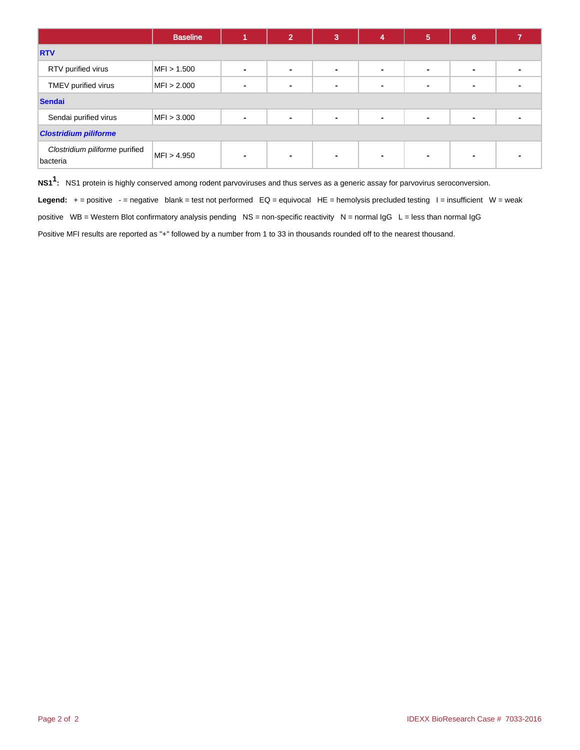| | Baseline | 1 | 2 | 3 | 4 | 5 | 6 | 7 |
|---|---|---|---|---|---|---|---|---|
| **RTV** | | | | | | | | |
| RTV purified virus | MFI > 1.500 | - | - | - | - | - | - | - |
| TMEV purified virus | MFI > 2.000 | - | - | - | - | - | - | - |
| **Sendai** | | | | | | | | |
| Sendai purified virus | MFI > 3.000 | - | - | - | - | - | - | - |
| ***Clostridium piliforme*** | | | | | | | | |
| *Clostridium piliforme* purified bacteria | MFI > 4.950 | - | - | - | - | - | - | - |

**NS1[1]:** NS1 protein is highly conserved among rodent parvoviruses and thus serves as a generic assay for parvovirus seroconversion.

**Legend:** + = positive - = negative blank = test not performed EQ = equivocal HE = hemolysis precluded testing I = insufficient W = weak positive WB = Western Blot confirmatory analysis pending NS = non-specific reactivity N = normal IgG L = less than normal IgG

Positive MFI results are reported as "+" followed by a number from 1 to 33 in thousands rounded off to the nearest thousand.

IDEXX BioResearch Case # 7033-2016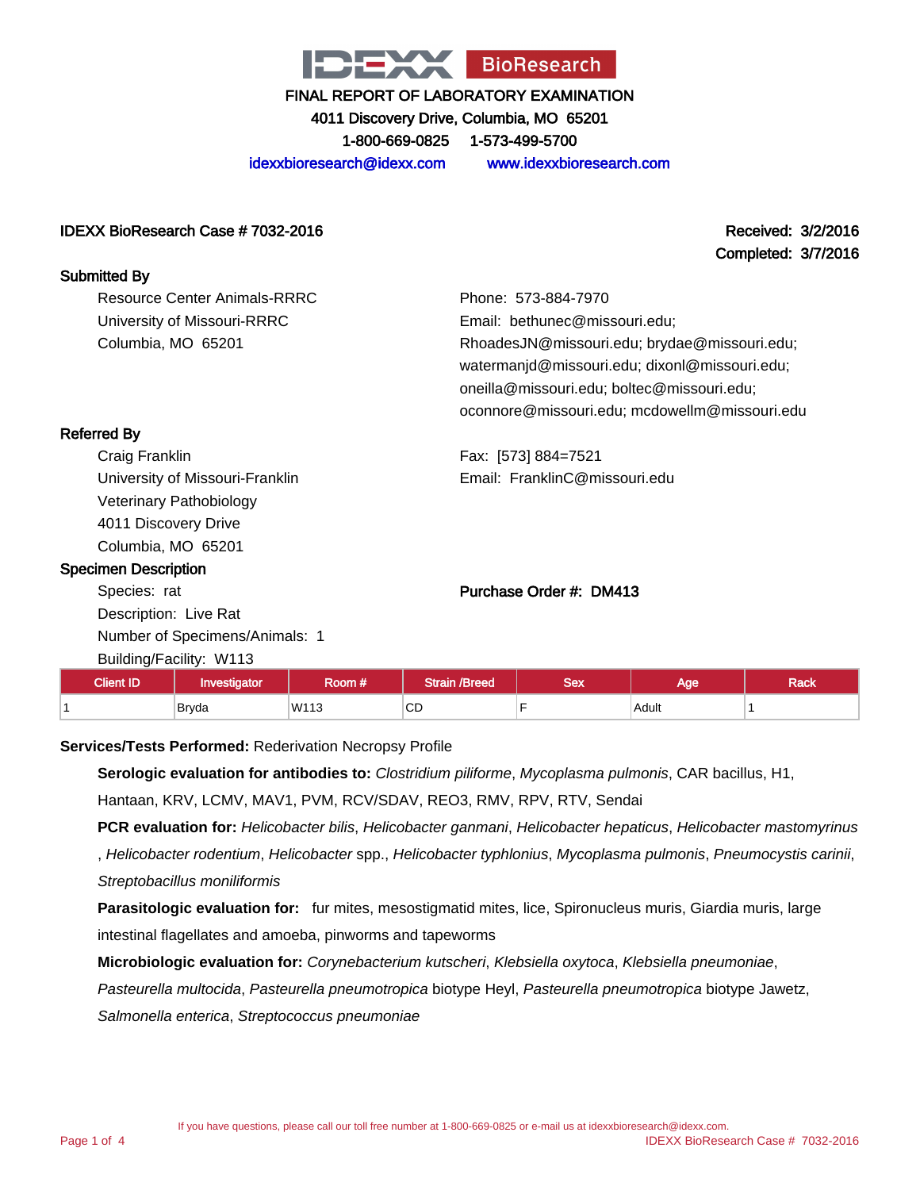IDEXX BioResearch

# FINAL REPORT OF LABORATORY EXAMINATION

4011 Discovery Drive, Columbia, MO 65201

1-800-669-0825 1-573-499-5700

idexxbioresearch@idexx.com www.idexxbioresearch.com

**IDEXX BioResearch Case # 7032-2016**

**Received: 3/2/2016**
**Completed: 3/7/2016**

**Submitted By**

Resource Center Animals-RRRC
University of Missouri-RRRC
Columbia, MO 65201

Phone: 573-884-7970
Email: bethunec@missouri.edu; RhoadesJN@missouri.edu; brydae@missouri.edu; watermanjd@missouri.edu; dixonl@missouri.edu; oneilla@missouri.edu; boltec@missouri.edu; oconnore@missouri.edu; mcdowellm@missouri.edu

**Referred By**

Craig Franklin
University of Missouri-Franklin
Veterinary Pathobiology
4011 Discovery Drive
Columbia, MO 65201

Fax: [573] 884=7521
Email: FranklinC@missouri.edu

**Specimen Description**

Species: rat
Description: Live Rat
Number of Specimens/Animals: 1
Building/Facility: W113

**Purchase Order #: DM413**

| Client ID | Investigator | Room # | Strain /Breed | Sex | Age | Rack |
|---|---|---|---|---|---|---|
| 1 | Bryda | W113 | CD | F | Adult | 1 |

**Services/Tests Performed:** Rederivation Necropsy Profile

**Serologic evaluation for antibodies to:** *Clostridium piliforme*, *Mycoplasma pulmonis*, CAR bacillus, H1, Hantaan, KRV, LCMV, MAV1, PVM, RCV/SDAV, REO3, RMV, RPV, RTV, Sendai

**PCR evaluation for:** *Helicobacter bilis*, *Helicobacter ganmani*, *Helicobacter hepaticus*, *Helicobacter mastomyrinus*, *Helicobacter rodentium*, *Helicobacter* spp., *Helicobacter typhlonius*, *Mycoplasma pulmonis*, *Pneumocystis carinii*, *Streptobacillus moniliformis*

**Parasitologic evaluation for:** fur mites, mesostigmatid mites, lice, Spironucleus muris, Giardia muris, large intestinal flagellates and amoeba, pinworms and tapeworms

**Microbiologic evaluation for:** *Corynebacterium kutscheri*, *Klebsiella oxytoca*, *Klebsiella pneumoniae*, *Pasteurella multocida*, *Pasteurella pneumotropica* biotype Heyl, *Pasteurella pneumotropica* biotype Jawetz, *Salmonella enterica*, *Streptococcus pneumoniae*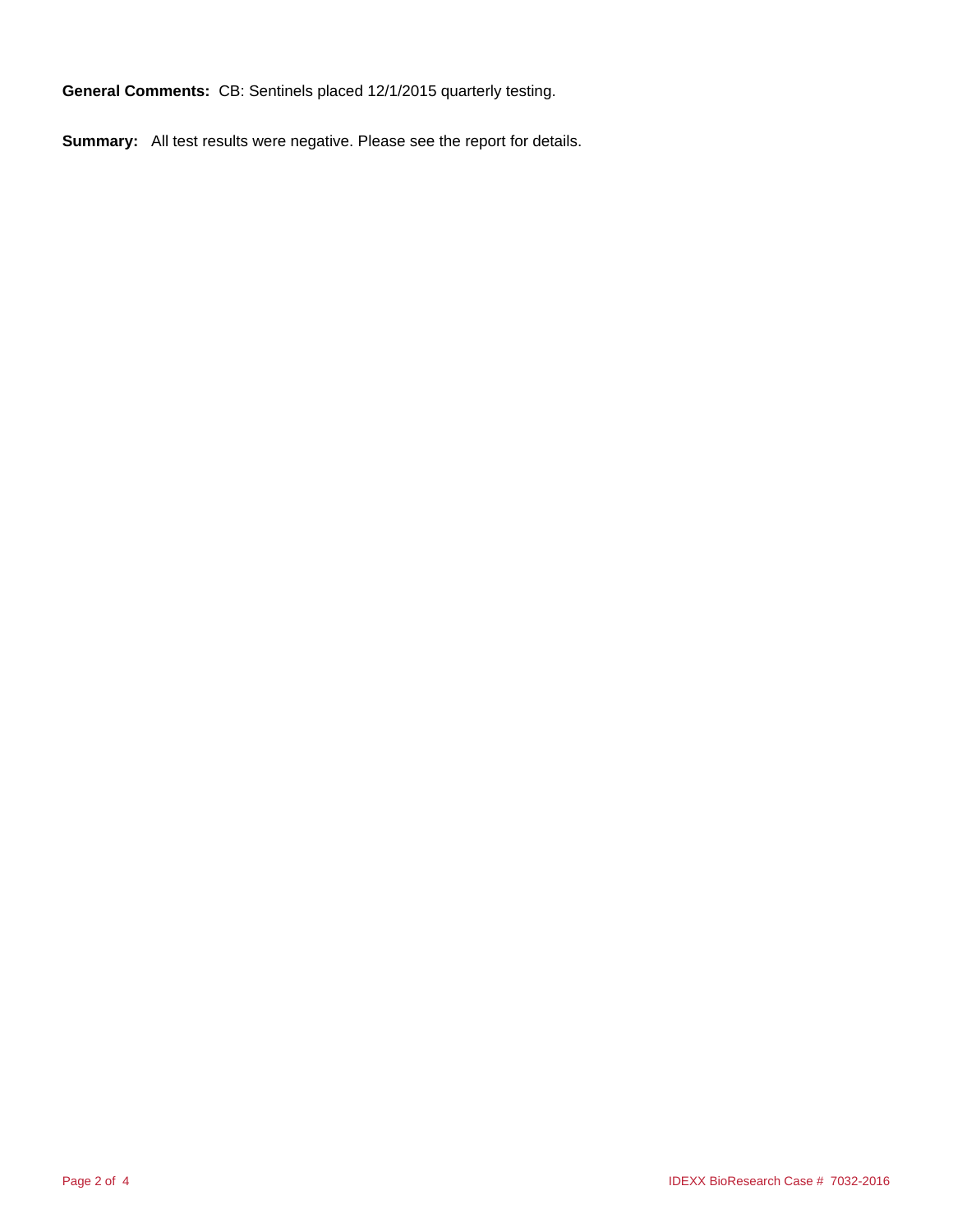**General Comments:** CB: Sentinels placed 12/1/2015 quarterly testing.

**Summary:** All test results were negative. Please see the report for details.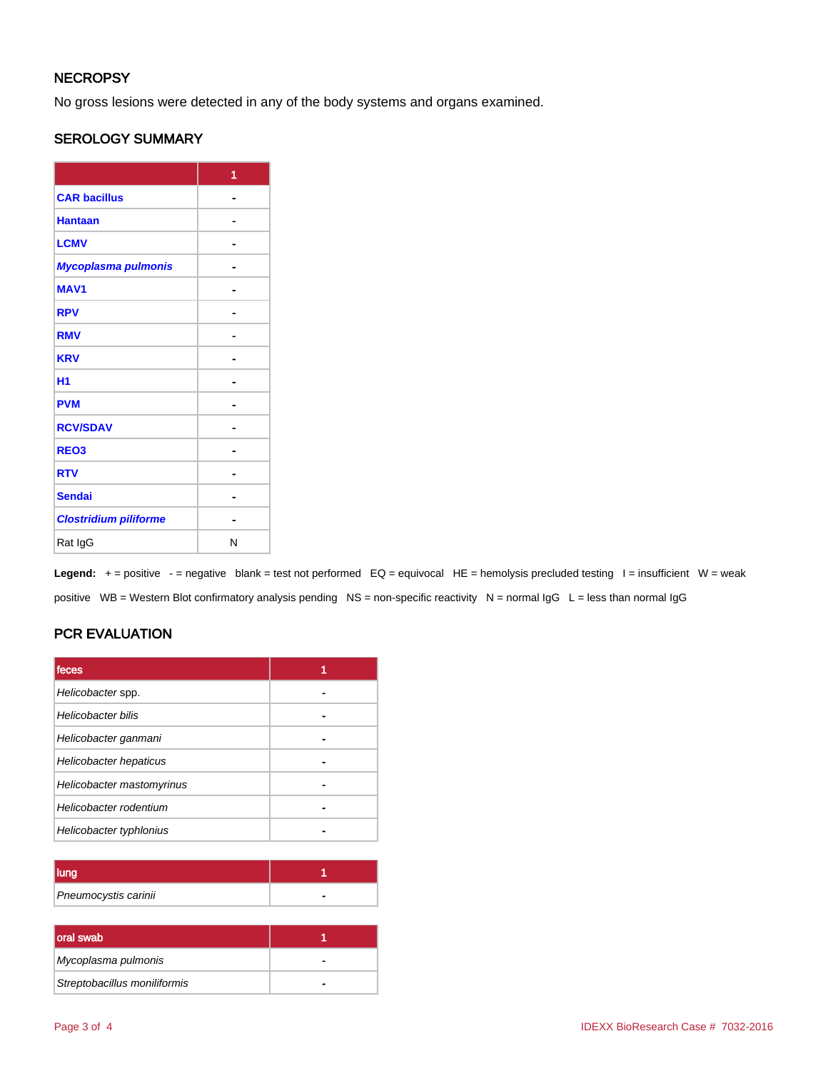## NECROPSY

No gross lesions were detected in any of the body systems and organs examined.

## SEROLOGY SUMMARY

| | 1 |
|---|---|
| **CAR bacillus** | - |
| **Hantaan** | - |
| **LCMV** | - |
| ***Mycoplasma pulmonis*** | - |
| **MAV1** | - |
| **RPV** | - |
| **RMV** | - |
| **KRV** | - |
| **H1** | - |
| **PVM** | - |
| **RCV/SDAV** | - |
| **REO3** | - |
| **RTV** | - |
| **Sendai** | - |
| ***Clostridium piliforme*** | - |
| Rat IgG | N |

**Legend:** + = positive - = negative blank = test not performed EQ = equivocal HE = hemolysis precluded testing I = insufficient W = weak positive WB = Western Blot confirmatory analysis pending NS = non-specific reactivity N = normal IgG L = less than normal IgG

## PCR EVALUATION

| feces | 1 |
|---|---|
| *Helicobacter* spp. | - |
| *Helicobacter bilis* | - |
| *Helicobacter ganmani* | - |
| *Helicobacter hepaticus* | - |
| *Helicobacter mastomyrinus* | - |
| *Helicobacter rodentium* | - |
| *Helicobacter typhlonius* | - |

| lung | 1 |
|---|---|
| *Pneumocystis carinii* | - |

| oral swab | 1 |
|---|---|
| *Mycoplasma pulmonis* | - |
| *Streptobacillus moniliformis* | - |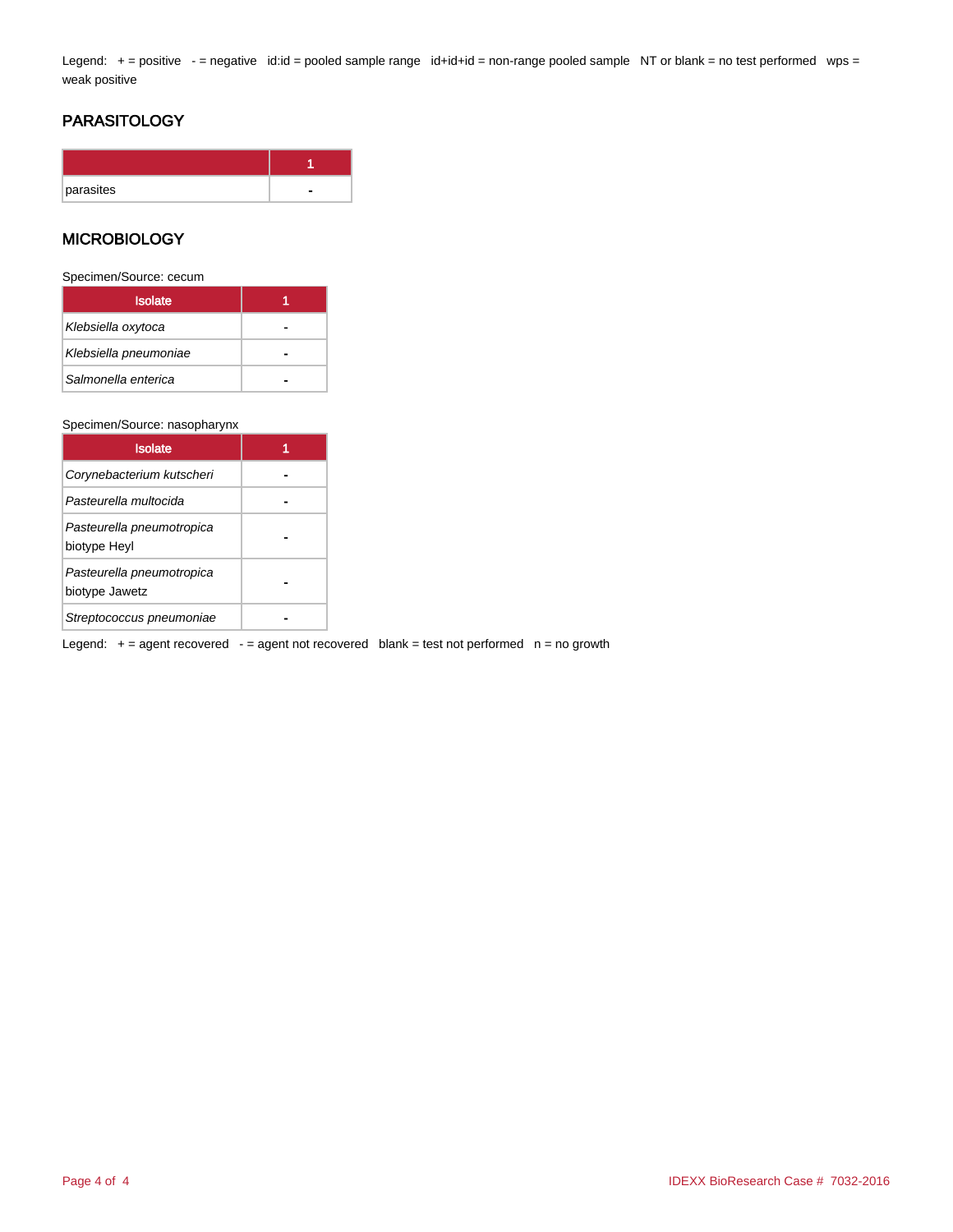Legend: + = positive - = negative id:id = pooled sample range id+id+id = non-range pooled sample NT or blank = no test performed wps = weak positive

## PARASITOLOGY

| | 1 |
|---|---|
| parasites | - |

## MICROBIOLOGY

Specimen/Source: cecum

| Isolate | 1 |
|---|---|
| *Klebsiella oxytoca* | - |
| *Klebsiella pneumoniae* | - |
| *Salmonella enterica* | - |

Specimen/Source: nasopharynx

| Isolate | 1 |
|---|---|
| *Corynebacterium kutscheri* | - |
| *Pasteurella multocida* | - |
| *Pasteurella pneumotropica* biotype Heyl | - |
| *Pasteurella pneumotropica* biotype Jawetz | - |
| *Streptococcus pneumoniae* | - |

Legend: + = agent recovered - = agent not recovered blank = test not performed n = no growth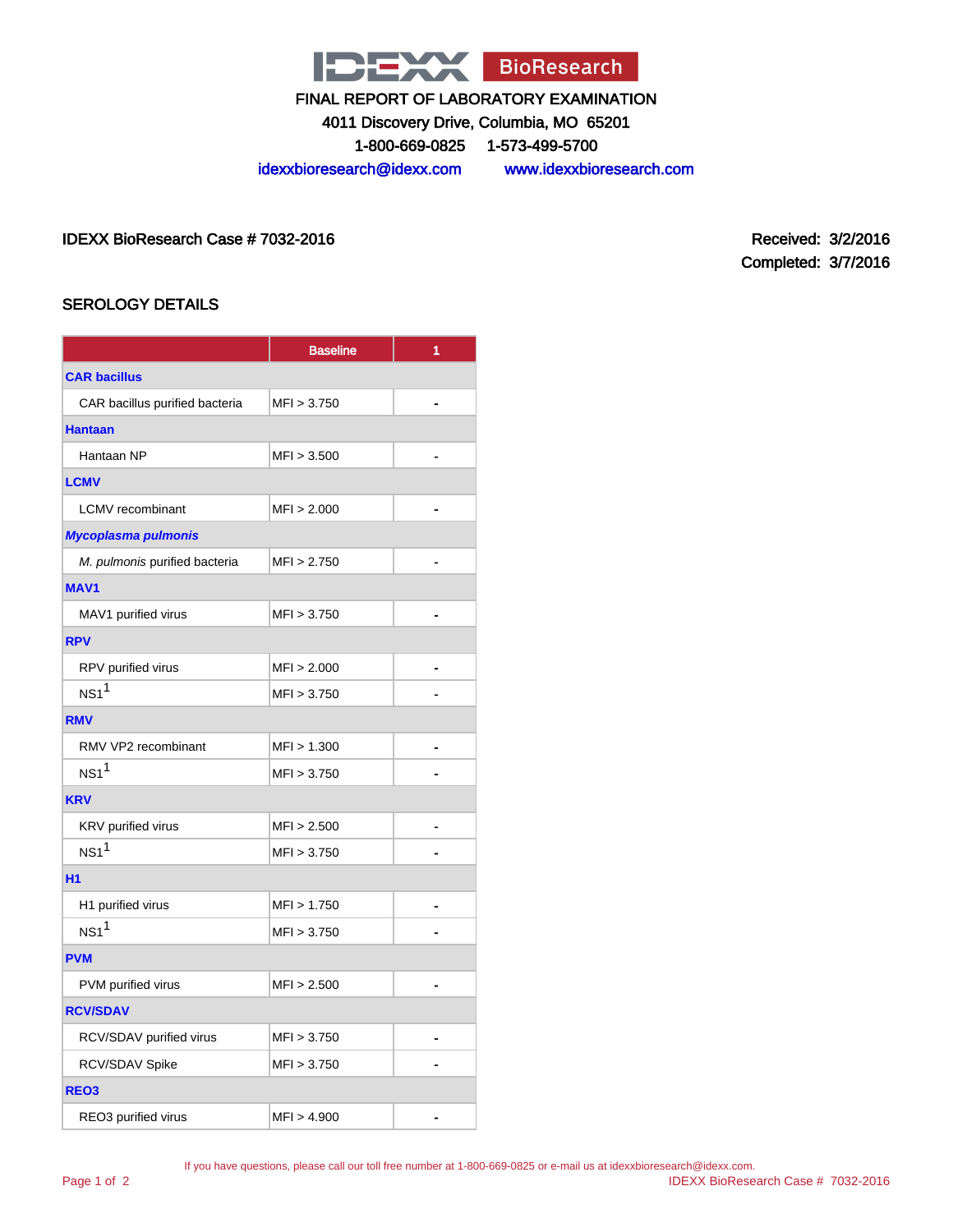FINAL REPORT OF LABORATORY EXAMINATION

4011 Discovery Drive, Columbia, MO 65201

1-800-669-0825 1-573-499-5700

idexxbioresearch@idexx.com www.idexxbioresearch.com

IDEXX BioResearch Case # 7032-2016

Received: 3/2/2016

Completed: 3/7/2016

## SEROLOGY DETAILS

| | Baseline | 1 |
|---|---|---|
| **CAR bacillus** | | |
| CAR bacillus purified bacteria | MFI > 3.750 | - |
| **Hantaan** | | |
| Hantaan NP | MFI > 3.500 | - |
| **LCMV** | | |
| LCMV recombinant | MFI > 2.000 | - |
| ***Mycoplasma pulmonis*** | | |
| *M. pulmonis* purified bacteria | MFI > 2.750 | - |
| **MAV1** | | |
| MAV1 purified virus | MFI > 3.750 | - |
| **RPV** | | |
| RPV purified virus | MFI > 2.000 | - |
| NS1[1] | MFI > 3.750 | - |
| **RMV** | | |
| RMV VP2 recombinant | MFI > 1.300 | - |
| NS1[1] | MFI > 3.750 | - |
| **KRV** | | |
| KRV purified virus | MFI > 2.500 | - |
| NS1[1] | MFI > 3.750 | - |
| **H1** | | |
| H1 purified virus | MFI > 1.750 | - |
| NS1[1] | MFI > 3.750 | - |
| **PVM** | | |
| PVM purified virus | MFI > 2.500 | - |
| **RCV/SDAV** | | |
| RCV/SDAV purified virus | MFI > 3.750 | - |
| RCV/SDAV Spike | MFI > 3.750 | - |
| **REO3** | | |
| REO3 purified virus | MFI > 4.900 | - |

If you have questions, please call our toll free number at 1-800-669-0825 or e-mail us at idexxbioresearch@idexx.com.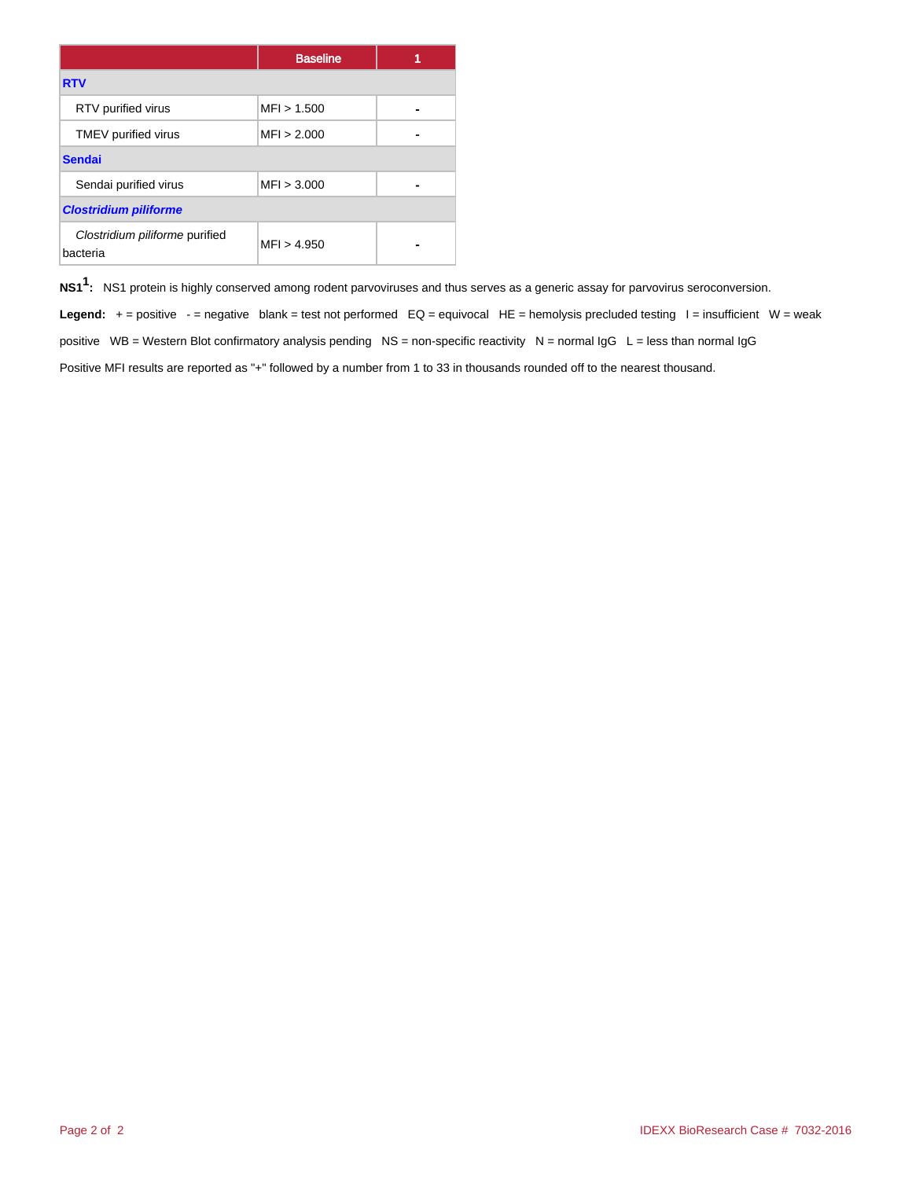| | Baseline | 1 |
|---|---|---|
| **RTV** | | |
| RTV purified virus | MFI > 1.500 | - |
| TMEV purified virus | MFI > 2.000 | - |
| **Sendai** | | |
| Sendai purified virus | MFI > 3.000 | - |
| ***Clostridium piliforme*** | | |
| *Clostridium piliforme* purified bacteria | MFI > 4.950 | - |

**NS1[1]:** NS1 protein is highly conserved among rodent parvoviruses and thus serves as a generic assay for parvovirus seroconversion.

**Legend:** + = positive - = negative blank = test not performed EQ = equivocal HE = hemolysis precluded testing I = insufficient W = weak positive WB = Western Blot confirmatory analysis pending NS = non-specific reactivity N = normal IgG L = less than normal IgG

Positive MFI results are reported as "+" followed by a number from 1 to 33 in thousands rounded off to the nearest thousand.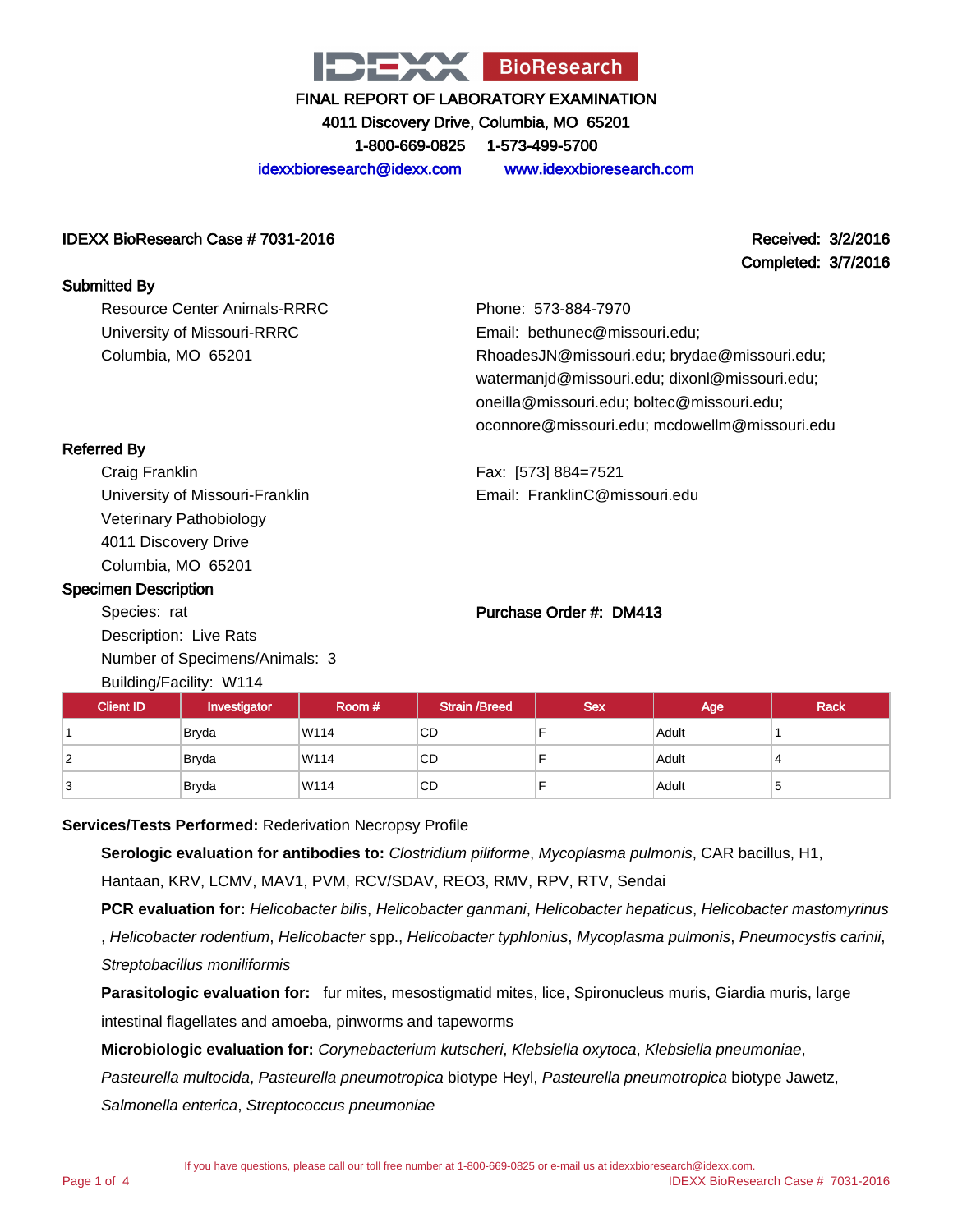# IDEXX BioResearch

**FINAL REPORT OF LABORATORY EXAMINATION**

**4011 Discovery Drive, Columbia, MO 65201**

**1-800-669-0825 1-573-499-5700**

idexxbioresearch@idexx.com www.idexxbioresearch.com

**IDEXX BioResearch Case # 7031-2016**

**Received: 3/2/2016**
**Completed: 3/7/2016**

**Submitted By**

Resource Center Animals-RRRC
University of Missouri-RRRC
Columbia, MO 65201

Phone: 573-884-7970
Email: bethunec@missouri.edu; RhoadesJN@missouri.edu; brydae@missouri.edu; watermanjd@missouri.edu; dixonl@missouri.edu; oneilla@missouri.edu; boltec@missouri.edu; oconnore@missouri.edu; mcdowellm@missouri.edu

**Referred By**

Craig Franklin
University of Missouri-Franklin
Veterinary Pathobiology
4011 Discovery Drive
Columbia, MO 65201

Fax: [573] 884=7521
Email: FranklinC@missouri.edu

**Specimen Description**

Species: rat
Description: Live Rats
Number of Specimens/Animals: 3
Building/Facility: W114

**Purchase Order #: DM413**

| Client ID | Investigator | Room # | Strain /Breed | Sex | Age | Rack |
|---|---|---|---|---|---|---|
| 1 | Bryda | W114 | CD | F | Adult | 1 |
| 2 | Bryda | W114 | CD | F | Adult | 4 |
| 3 | Bryda | W114 | CD | F | Adult | 5 |

**Services/Tests Performed:** Rederivation Necropsy Profile

**Serologic evaluation for antibodies to:** *Clostridium piliforme*, *Mycoplasma pulmonis*, CAR bacillus, H1, Hantaan, KRV, LCMV, MAV1, PVM, RCV/SDAV, REO3, RMV, RPV, RTV, Sendai

**PCR evaluation for:** *Helicobacter bilis*, *Helicobacter ganmani*, *Helicobacter hepaticus*, *Helicobacter mastomyrinus*, *Helicobacter rodentium*, *Helicobacter* spp., *Helicobacter typhlonius*, *Mycoplasma pulmonis*, *Pneumocystis carinii*, *Streptobacillus moniliformis*

**Parasitologic evaluation for:** fur mites, mesostigmatid mites, lice, Spironucleus muris, Giardia muris, large intestinal flagellates and amoeba, pinworms and tapeworms

**Microbiologic evaluation for:** *Corynebacterium kutscheri*, *Klebsiella oxytoca*, *Klebsiella pneumoniae*, *Pasteurella multocida*, *Pasteurella pneumotropica* biotype Heyl, *Pasteurella pneumotropica* biotype Jawetz, *Salmonella enterica*, *Streptococcus pneumoniae*

If you have questions, please call our toll free number at 1-800-669-0825 or e-mail us at idexxbioresearch@idexx.com.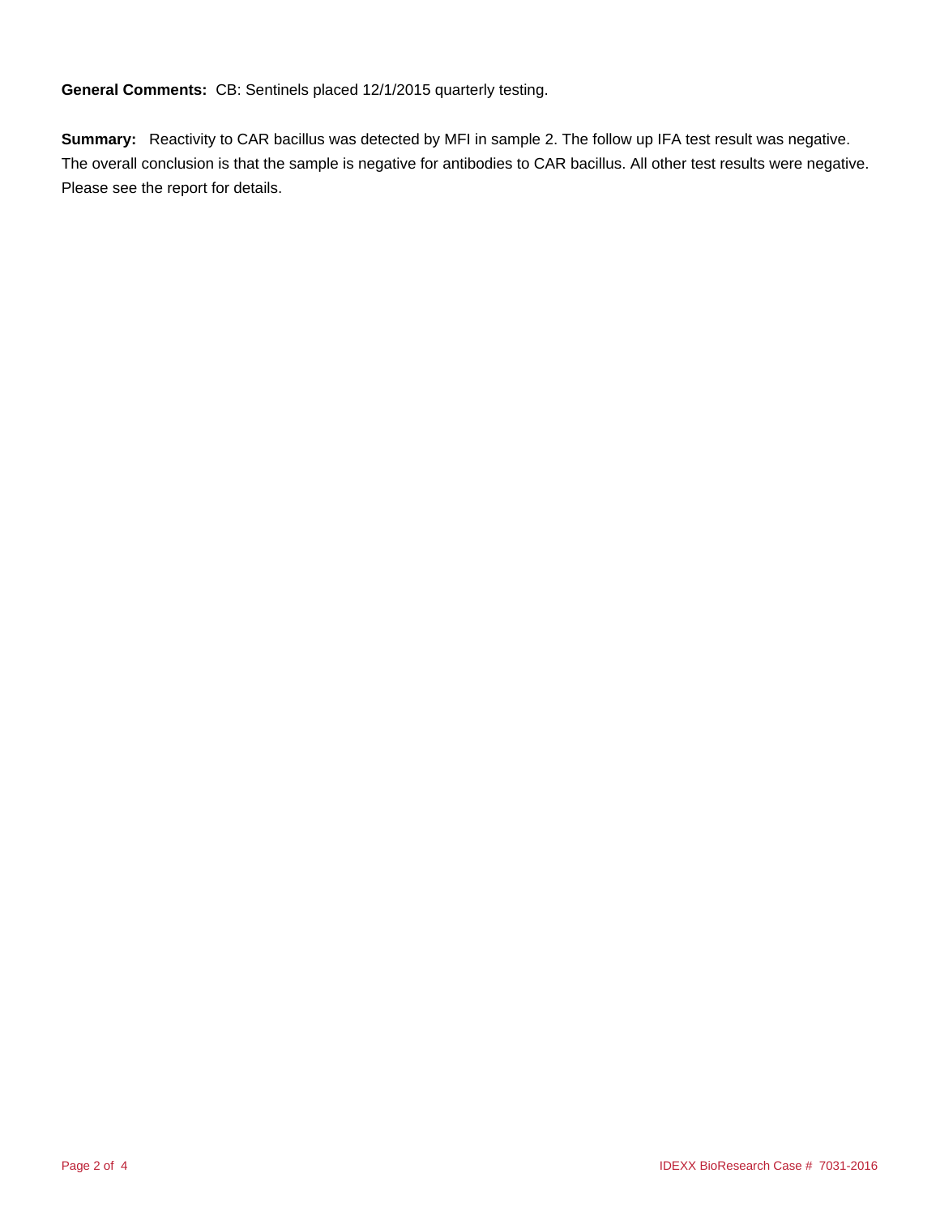**General Comments:** CB: Sentinels placed 12/1/2015 quarterly testing.

**Summary:** Reactivity to CAR bacillus was detected by MFI in sample 2. The follow up IFA test result was negative. The overall conclusion is that the sample is negative for antibodies to CAR bacillus. All other test results were negative. Please see the report for details.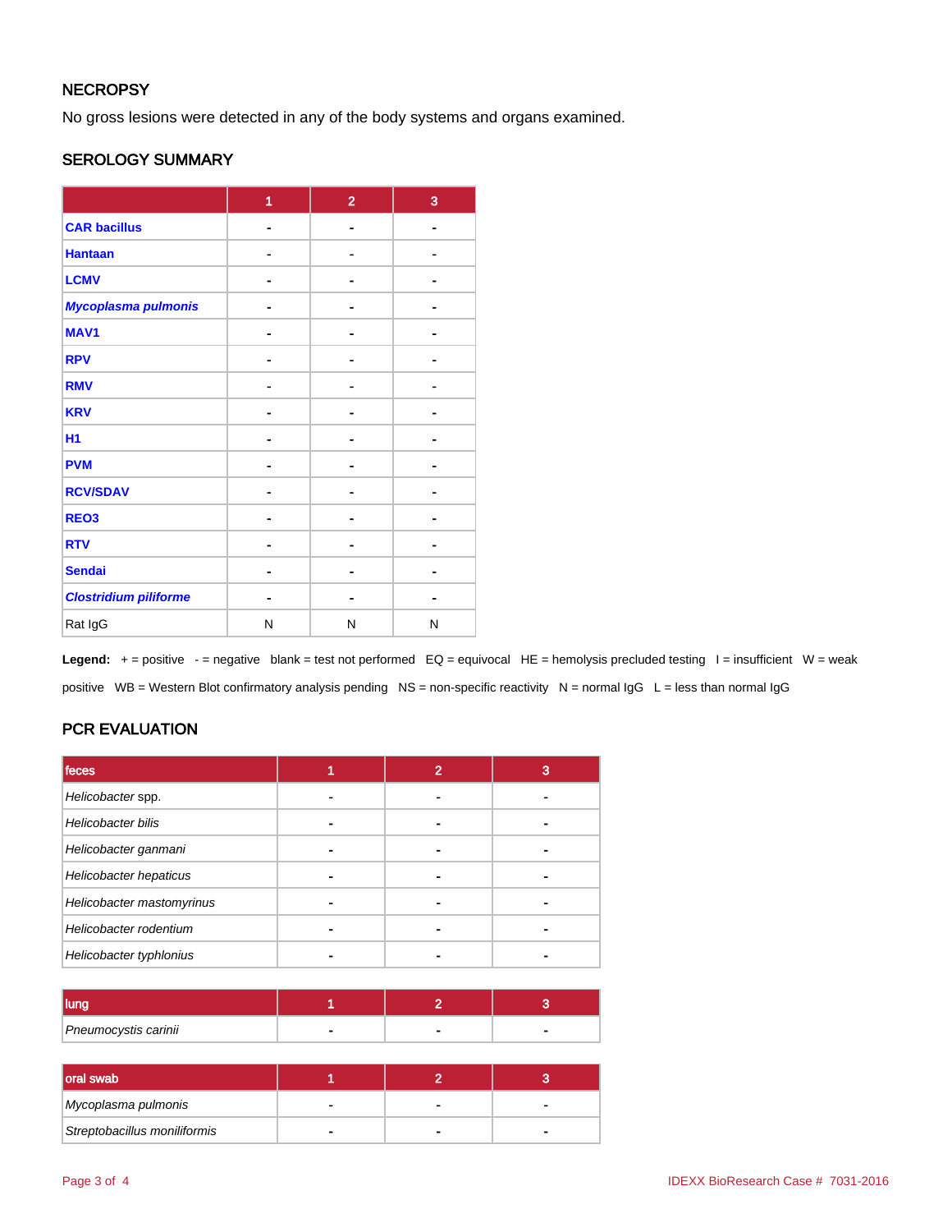## NECROPSY

No gross lesions were detected in any of the body systems and organs examined.

## SEROLOGY SUMMARY

| | 1 | 2 | 3 |
|---|---|---|---|
| **CAR bacillus** | - | - | - |
| **Hantaan** | - | - | - |
| **LCMV** | - | - | - |
| ***Mycoplasma pulmonis*** | - | - | - |
| **MAV1** | - | - | - |
| **RPV** | - | - | - |
| **RMV** | - | - | - |
| **KRV** | - | - | - |
| **H1** | - | - | - |
| **PVM** | - | - | - |
| **RCV/SDAV** | - | - | - |
| **REO3** | - | - | - |
| **RTV** | - | - | - |
| **Sendai** | - | - | - |
| ***Clostridium piliforme*** | - | - | - |
| Rat IgG | N | N | N |

**Legend:** + = positive - = negative blank = test not performed EQ = equivocal HE = hemolysis precluded testing I = insufficient W = weak positive WB = Western Blot confirmatory analysis pending NS = non-specific reactivity N = normal IgG L = less than normal IgG

## PCR EVALUATION

| feces | 1 | 2 | 3 |
|---|---|---|---|
| *Helicobacter* spp. | - | - | - |
| *Helicobacter bilis* | - | - | - |
| *Helicobacter ganmani* | - | - | - |
| *Helicobacter hepaticus* | - | - | - |
| *Helicobacter mastomyrinus* | - | - | - |
| *Helicobacter rodentium* | - | - | - |
| *Helicobacter typhlonius* | - | - | - |

| lung | 1 | 2 | 3 |
|---|---|---|---|
| *Pneumocystis carinii* | - | - | - |

| oral swab | 1 | 2 | 3 |
|---|---|---|---|
| *Mycoplasma pulmonis* | - | - | - |
| *Streptobacillus moniliformis* | - | - | - |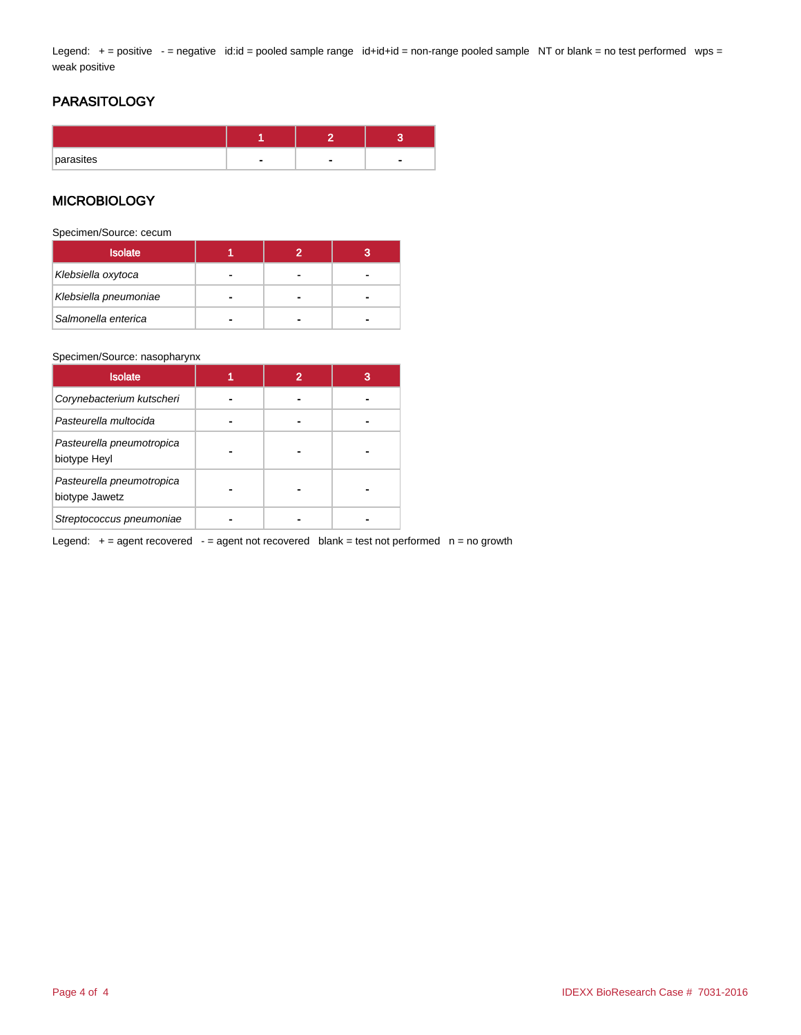Legend: + = positive - = negative id:id = pooled sample range id+id+id = non-range pooled sample NT or blank = no test performed wps = weak positive

## PARASITOLOGY

| | 1 | 2 | 3 |
|---|---|---|---|
| parasites | - | - | - |

## MICROBIOLOGY

Specimen/Source: cecum

| Isolate | 1 | 2 | 3 |
|---|---|---|---|
| *Klebsiella oxytoca* | - | - | - |
| *Klebsiella pneumoniae* | - | - | - |
| *Salmonella enterica* | - | - | - |

Specimen/Source: nasopharynx

| Isolate | 1 | 2 | 3 |
|---|---|---|---|
| *Corynebacterium kutscheri* | - | - | - |
| *Pasteurella multocida* | - | - | - |
| *Pasteurella pneumotropica* biotype Heyl | - | - | - |
| *Pasteurella pneumotropica* biotype Jawetz | - | - | - |
| *Streptococcus pneumoniae* | - | - | - |

Legend: + = agent recovered - = agent not recovered blank = test not performed n = no growth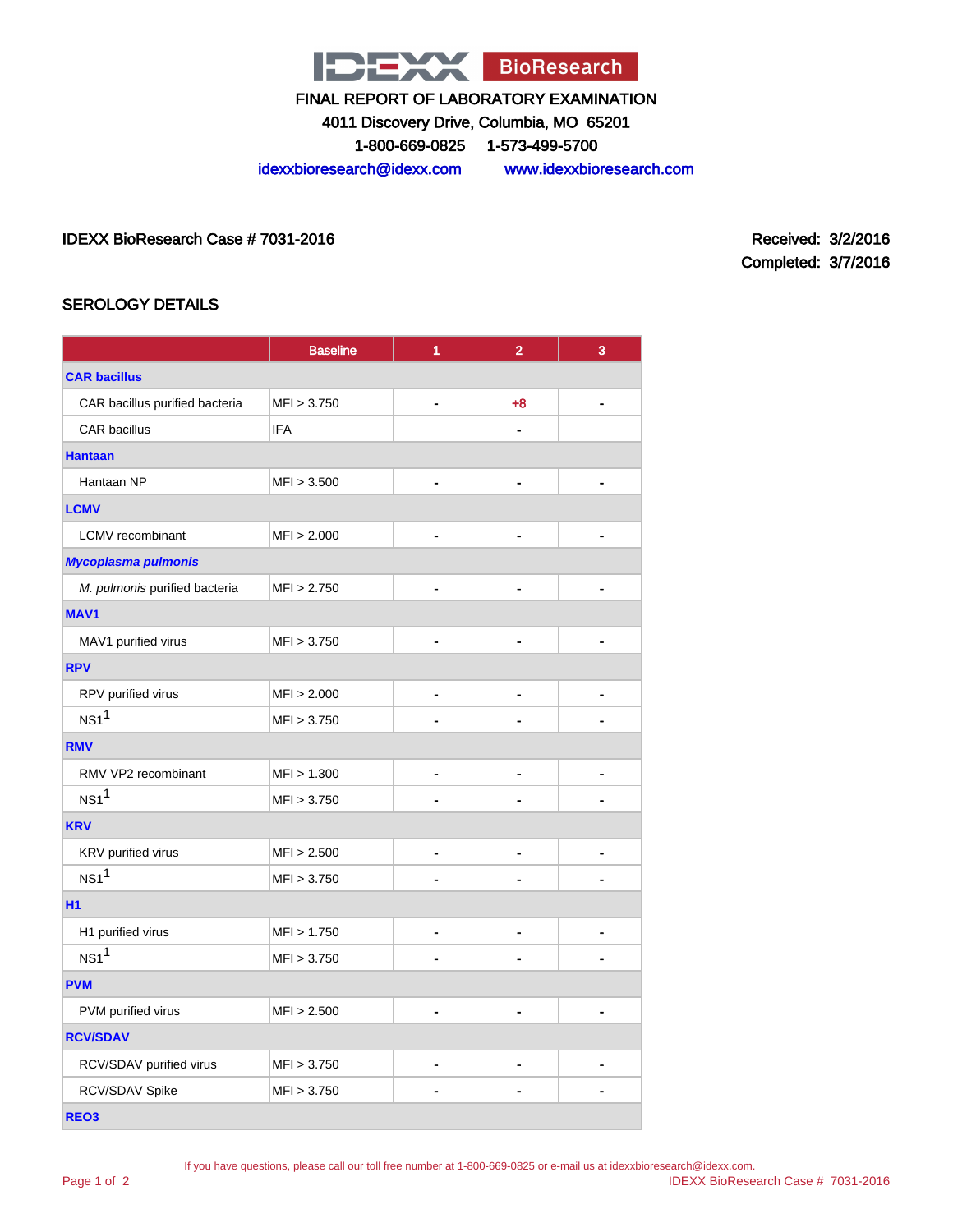# IDEXX BioResearch

FINAL REPORT OF LABORATORY EXAMINATION

4011 Discovery Drive, Columbia, MO 65201

1-800-669-0825 1-573-499-5700

idexxbioresearch@idexx.com www.idexxbioresearch.com

IDEXX BioResearch Case # 7031-2016

Received: 3/2/2016

Completed: 3/7/2016

## SEROLOGY DETAILS

| | Baseline | 1 | 2 | 3 |
|---|---|---|---|---|
| **CAR bacillus** | | | | |
| CAR bacillus purified bacteria | MFI > 3.750 | - | +8 | - |
| CAR bacillus | IFA | | - | |
| **Hantaan** | | | | |
| Hantaan NP | MFI > 3.500 | - | - | - |
| **LCMV** | | | | |
| LCMV recombinant | MFI > 2.000 | - | - | - |
| ***Mycoplasma pulmonis*** | | | | |
| *M. pulmonis* purified bacteria | MFI > 2.750 | - | - | - |
| **MAV1** | | | | |
| MAV1 purified virus | MFI > 3.750 | - | - | - |
| **RPV** | | | | |
| RPV purified virus | MFI > 2.000 | - | - | - |
| NS1[1] | MFI > 3.750 | - | - | - |
| **RMV** | | | | |
| RMV VP2 recombinant | MFI > 1.300 | - | - | - |
| NS1[1] | MFI > 3.750 | - | - | - |
| **KRV** | | | | |
| KRV purified virus | MFI > 2.500 | - | - | - |
| NS1[1] | MFI > 3.750 | - | - | - |
| **H1** | | | | |
| H1 purified virus | MFI > 1.750 | - | - | - |
| NS1[1] | MFI > 3.750 | - | - | - |
| **PVM** | | | | |
| PVM purified virus | MFI > 2.500 | - | - | - |
| **RCV/SDAV** | | | | |
| RCV/SDAV purified virus | MFI > 3.750 | - | - | - |
| RCV/SDAV Spike | MFI > 3.750 | - | - | - |
| **REO3** | | | | |

If you have questions, please call our toll free number at 1-800-669-0825 or e-mail us at idexxbioresearch@idexx.com.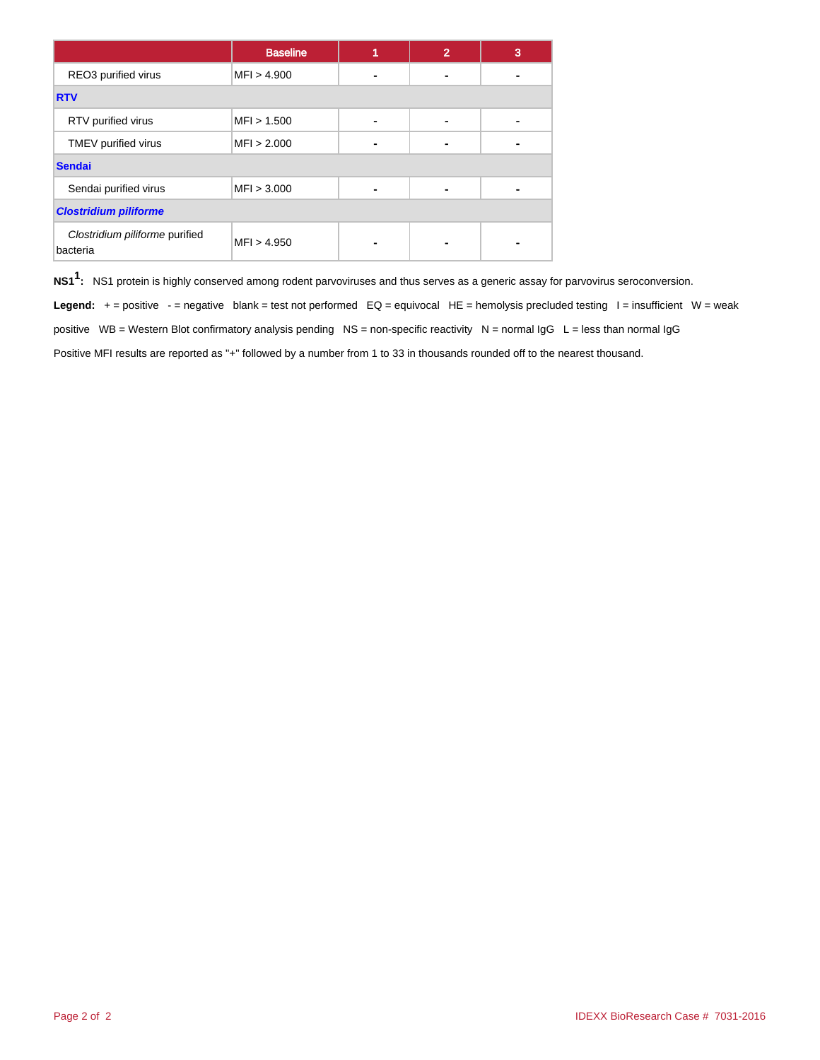| | Baseline | 1 | 2 | 3 |
|---|---|---|---|---|
| REO3 purified virus | MFI > 4.900 | - | - | - |
| **RTV** | | | | |
| RTV purified virus | MFI > 1.500 | - | - | - |
| TMEV purified virus | MFI > 2.000 | - | - | - |
| **Sendai** | | | | |
| Sendai purified virus | MFI > 3.000 | - | - | - |
| ***Clostridium piliforme*** | | | | |
| *Clostridium piliforme* purified bacteria | MFI > 4.950 | - | - | - |

**NS1[1]:** NS1 protein is highly conserved among rodent parvoviruses and thus serves as a generic assay for parvovirus seroconversion.

**Legend:** + = positive - = negative blank = test not performed EQ = equivocal HE = hemolysis precluded testing I = insufficient W = weak positive WB = Western Blot confirmatory analysis pending NS = non-specific reactivity N = normal IgG L = less than normal IgG

Positive MFI results are reported as "+" followed by a number from 1 to 33 in thousands rounded off to the nearest thousand.

IDEXX BioResearch Case # 7031-2016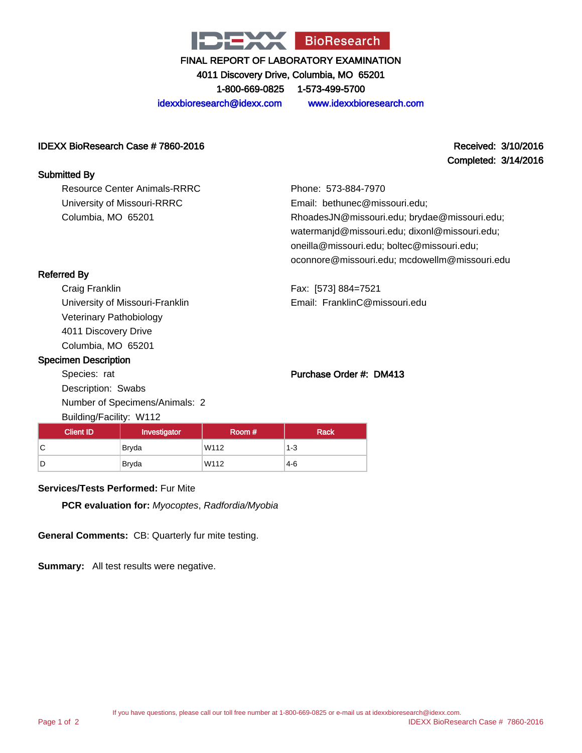# IDEXX BioResearch

FINAL REPORT OF LABORATORY EXAMINATION

4011 Discovery Drive, Columbia, MO 65201

1-800-669-0825 1-573-499-5700

idexxbioresearch@idexx.com www.idexxbioresearch.com

**IDEXX BioResearch Case # 7860-2016**

**Received: 3/10/2016**

**Completed: 3/14/2016**

**Submitted By**

Resource Center Animals-RRRC
University of Missouri-RRRC
Columbia, MO 65201

Phone: 573-884-7970
Email: bethunec@missouri.edu; RhoadesJN@missouri.edu; brydae@missouri.edu; watermanjd@missouri.edu; dixonl@missouri.edu; oneilla@missouri.edu; boltec@missouri.edu; oconnore@missouri.edu; mcdowellm@missouri.edu

**Referred By**

Craig Franklin
University of Missouri-Franklin
Veterinary Pathobiology
4011 Discovery Drive
Columbia, MO 65201

Fax: [573] 884=7521
Email: FranklinC@missouri.edu

**Specimen Description**

Species: rat
Description: Swabs
Number of Specimens/Animals: 2
Building/Facility: W112

**Purchase Order #: DM413**

| Client ID | Investigator | Room # | Rack |
|---|---|---|---|
| C | Bryda | W112 | 1-3 |
| D | Bryda | W112 | 4-6 |

**Services/Tests Performed:** Fur Mite

**PCR evaluation for:** *Myocoptes*, *Radfordia/Myobia*

**General Comments:** CB: Quarterly fur mite testing.

**Summary:** All test results were negative.

If you have questions, please call our toll free number at 1-800-669-0825 or e-mail us at idexxbioresearch@idexx.com.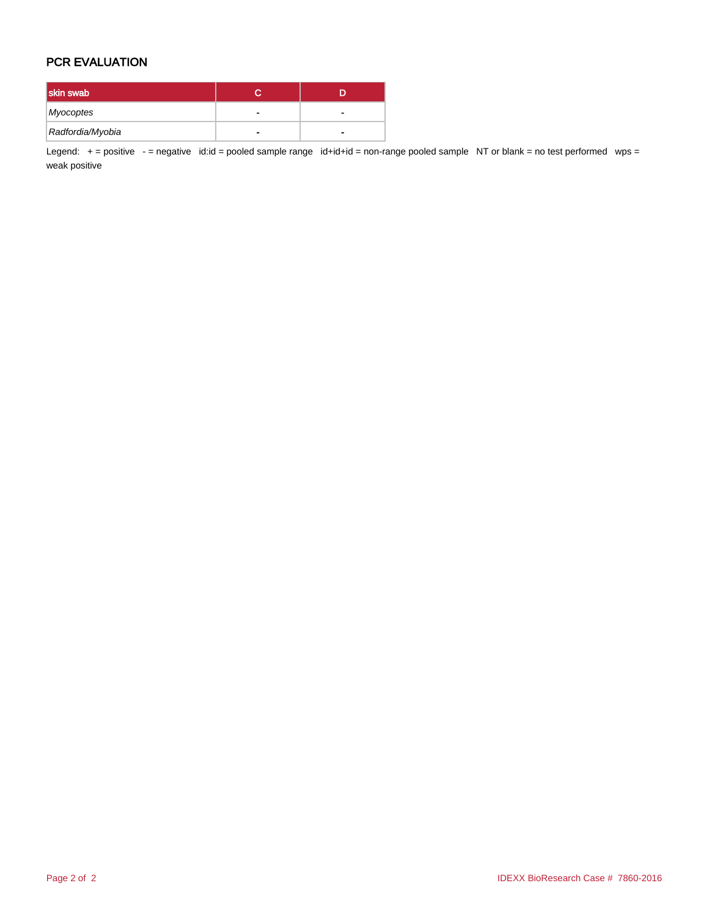## PCR EVALUATION

| skin swab | C | D |
| --- | --- | --- |
| *Myocoptes* | - | - |
| *Radfordia/Myobia* | - | - |

Legend: + = positive - = negative id:id = pooled sample range id+id+id = non-range pooled sample NT or blank = no test performed wps = weak positive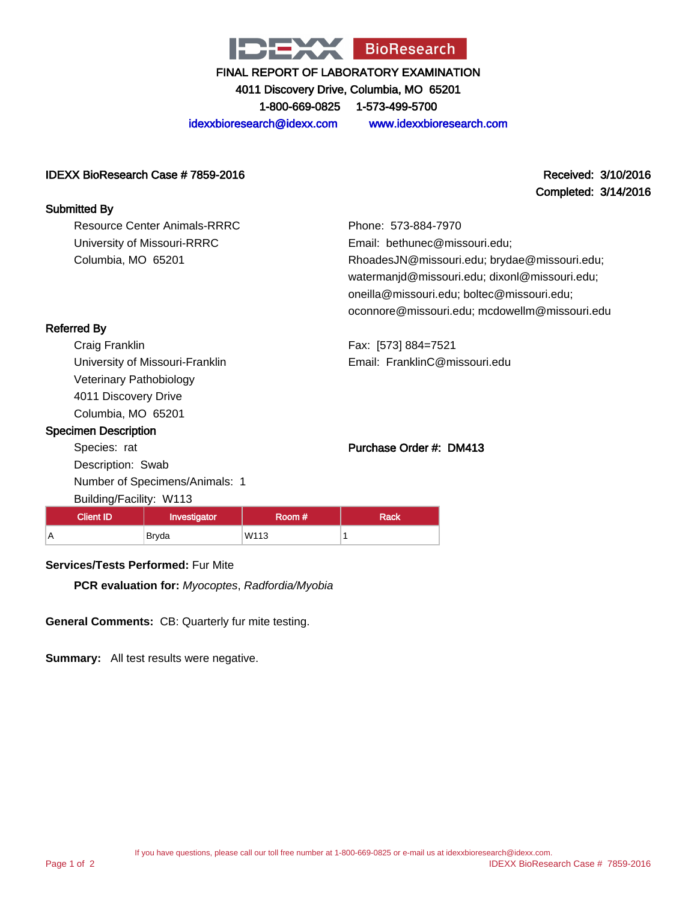IDEXX BioResearch

FINAL REPORT OF LABORATORY EXAMINATION

4011 Discovery Drive, Columbia, MO 65201

1-800-669-0825 1-573-499-5700

idexxbioresearch@idexx.com www.idexxbioresearch.com

**IDEXX BioResearch Case # 7859-2016**

**Received: 3/10/2016**
**Completed: 3/14/2016**

### Submitted By

Resource Center Animals-RRRC
University of Missouri-RRRC
Columbia, MO 65201

Phone: 573-884-7970
Email: bethunec@missouri.edu; RhoadesJN@missouri.edu; brydae@missouri.edu; watermanjd@missouri.edu; dixonl@missouri.edu; oneilla@missouri.edu; boltec@missouri.edu; oconnore@missouri.edu; mcdowellm@missouri.edu

### Referred By

Craig Franklin
University of Missouri-Franklin
Veterinary Pathobiology
4011 Discovery Drive
Columbia, MO 65201

Fax: [573] 884=7521
Email: FranklinC@missouri.edu

### Specimen Description

Species: rat
Description: Swab
Number of Specimens/Animals: 1
Building/Facility: W113

**Purchase Order #: DM413**

| Client ID | Investigator | Room # | Rack |
|---|---|---|---|
| A | Bryda | W113 | 1 |

**Services/Tests Performed:** Fur Mite

**PCR evaluation for:** *Myocoptes*, *Radfordia/Myobia*

**General Comments:** CB: Quarterly fur mite testing.

**Summary:** All test results were negative.

If you have questions, please call our toll free number at 1-800-669-0825 or e-mail us at idexxbioresearch@idexx.com.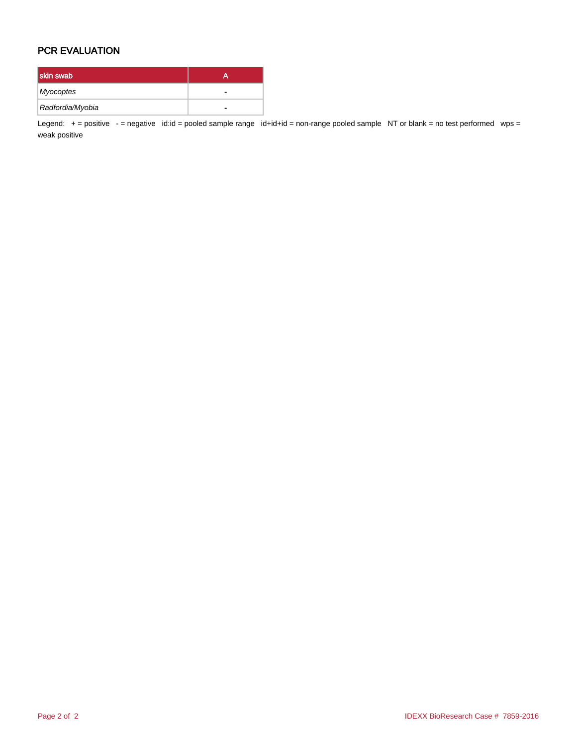## PCR EVALUATION

| skin swab | A |
| --- | --- |
| *Myocoptes* | - |
| *Radfordia/Myobia* | - |

Legend: + = positive - = negative id:id = pooled sample range id+id+id = non-range pooled sample NT or blank = no test performed wps = weak positive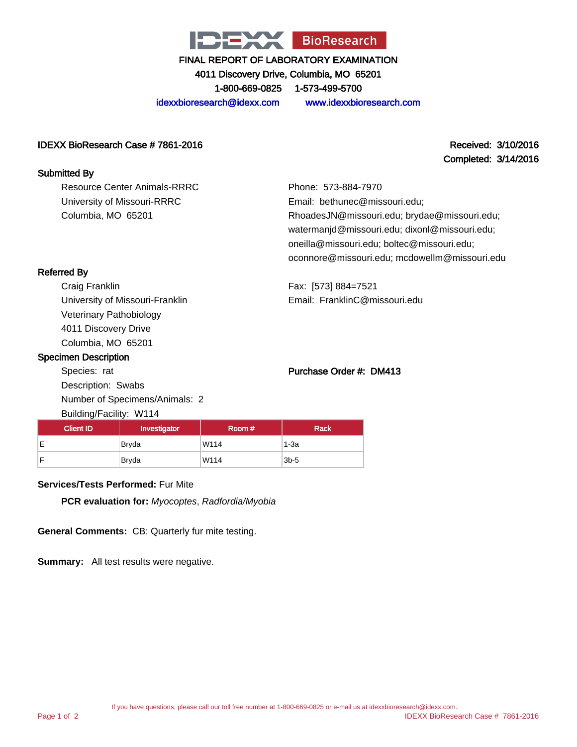IDEXX BioResearch

FINAL REPORT OF LABORATORY EXAMINATION

4011 Discovery Drive, Columbia, MO 65201

1-800-669-0825 1-573-499-5700

idexxbioresearch@idexx.com www.idexxbioresearch.com

**IDEXX BioResearch Case # 7861-2016**

**Received: 3/10/2016**

**Completed: 3/14/2016**

**Submitted By**

Resource Center Animals-RRRC
University of Missouri-RRRC
Columbia, MO 65201

Phone: 573-884-7970
Email: bethunec@missouri.edu; RhoadesJN@missouri.edu; brydae@missouri.edu; watermanjd@missouri.edu; dixonl@missouri.edu; oneilla@missouri.edu; boltec@missouri.edu; oconnore@missouri.edu; mcdowellm@missouri.edu

**Referred By**

Craig Franklin
University of Missouri-Franklin
Veterinary Pathobiology
4011 Discovery Drive
Columbia, MO 65201

Fax: [573] 884=7521
Email: FranklinC@missouri.edu

**Specimen Description**

Species: rat
Description: Swabs
Number of Specimens/Animals: 2
Building/Facility: W114

**Purchase Order #: DM413**

| Client ID | Investigator | Room # | Rack |
|---|---|---|---|
| E | Bryda | W114 | 1-3a |
| F | Bryda | W114 | 3b-5 |

**Services/Tests Performed:** Fur Mite

**PCR evaluation for:** *Myocoptes*, *Radfordia/Myobia*

**General Comments:** CB: Quarterly fur mite testing.

**Summary:** All test results were negative.

If you have questions, please call our toll free number at 1-800-669-0825 or e-mail us at idexxbioresearch@idexx.com.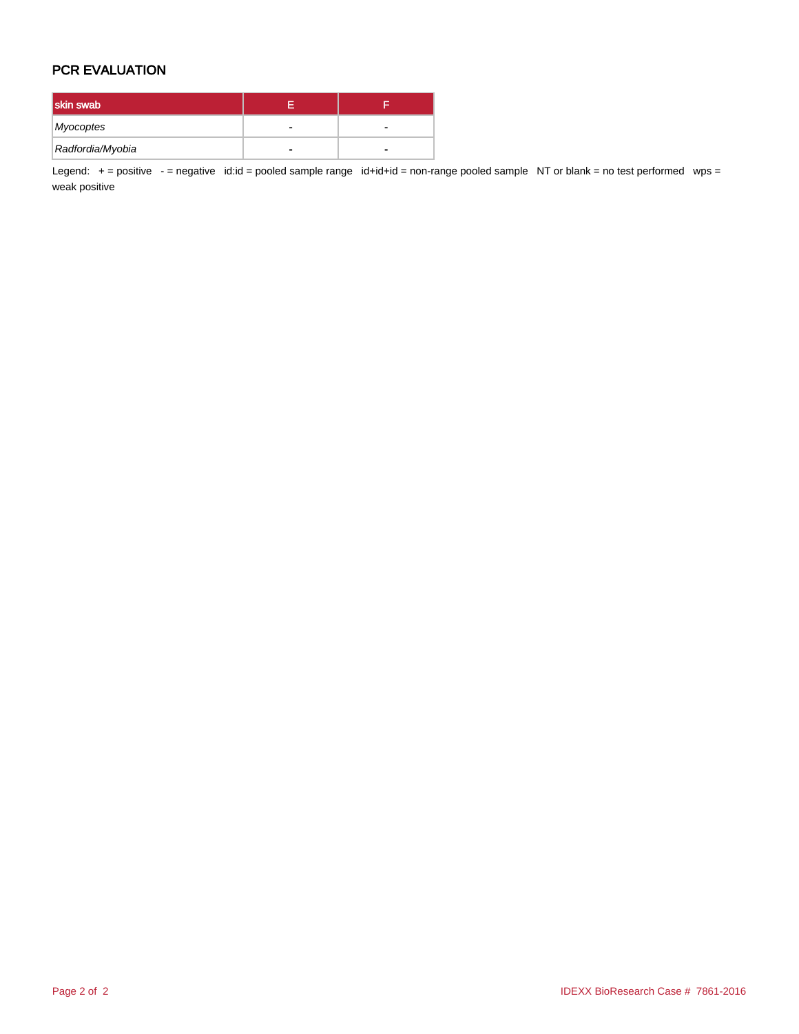## PCR EVALUATION

| skin swab | E | F |
|---|---|---|
| *Myocoptes* | - | - |
| *Radfordia/Myobia* | - | - |

Legend: + = positive - = negative id:id = pooled sample range id+id+id = non-range pooled sample NT or blank = no test performed wps = weak positive